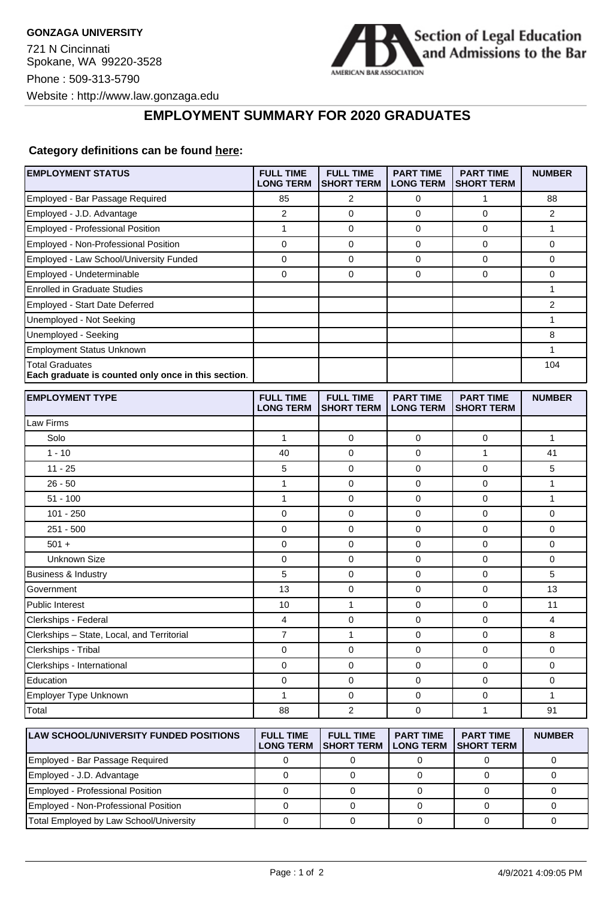**GONZAGA UNIVERSITY**

721 N Cincinnati
Spokane, WA 99220-3528

Phone : 509-313-5790

Website : http://www.law.gonzaga.edu

Section of Legal Education and Admissions to the Bar
AMERICAN BAR ASSOCIATION

## EMPLOYMENT SUMMARY FOR 2020 GRADUATES

### Category definitions can be found here:

| EMPLOYMENT STATUS | FULL TIME LONG TERM | FULL TIME SHORT TERM | PART TIME LONG TERM | PART TIME SHORT TERM | NUMBER |
|---|---|---|---|---|---|
| Employed - Bar Passage Required | 85 | 2 | 0 | 1 | 88 |
| Employed - J.D. Advantage | 2 | 0 | 0 | 0 | 2 |
| Employed - Professional Position | 1 | 0 | 0 | 0 | 1 |
| Employed - Non-Professional Position | 0 | 0 | 0 | 0 | 0 |
| Employed - Law School/University Funded | 0 | 0 | 0 | 0 | 0 |
| Employed - Undeterminable | 0 | 0 | 0 | 0 | 0 |
| Enrolled in Graduate Studies | | | | | 1 |
| Employed - Start Date Deferred | | | | | 2 |
| Unemployed - Not Seeking | | | | | 1 |
| Unemployed - Seeking | | | | | 8 |
| Employment Status Unknown | | | | | 1 |
| Total Graduates **Each graduate is counted only once in this section**. | | | | | 104 |

| EMPLOYMENT TYPE | FULL TIME LONG TERM | FULL TIME SHORT TERM | PART TIME LONG TERM | PART TIME SHORT TERM | NUMBER |
|---|---|---|---|---|---|
| Law Firms | | | | | |
| Solo | 1 | 0 | 0 | 0 | 1 |
| 1 - 10 | 40 | 0 | 0 | 1 | 41 |
| 11 - 25 | 5 | 0 | 0 | 0 | 5 |
| 26 - 50 | 1 | 0 | 0 | 0 | 1 |
| 51 - 100 | 1 | 0 | 0 | 0 | 1 |
| 101 - 250 | 0 | 0 | 0 | 0 | 0 |
| 251 - 500 | 0 | 0 | 0 | 0 | 0 |
| 501 + | 0 | 0 | 0 | 0 | 0 |
| Unknown Size | 0 | 0 | 0 | 0 | 0 |
| Business & Industry | 5 | 0 | 0 | 0 | 5 |
| Government | 13 | 0 | 0 | 0 | 13 |
| Public Interest | 10 | 1 | 0 | 0 | 11 |
| Clerkships - Federal | 4 | 0 | 0 | 0 | 4 |
| Clerkships – State, Local, and Territorial | 7 | 1 | 0 | 0 | 8 |
| Clerkships - Tribal | 0 | 0 | 0 | 0 | 0 |
| Clerkships - International | 0 | 0 | 0 | 0 | 0 |
| Education | 0 | 0 | 0 | 0 | 0 |
| Employer Type Unknown | 1 | 0 | 0 | 0 | 1 |
| Total | 88 | 2 | 0 | 1 | 91 |

| LAW SCHOOL/UNIVERSITY FUNDED POSITIONS | FULL TIME LONG TERM | FULL TIME SHORT TERM | PART TIME LONG TERM | PART TIME SHORT TERM | NUMBER |
|---|---|---|---|---|---|
| Employed - Bar Passage Required | 0 | 0 | 0 | 0 | 0 |
| Employed - J.D. Advantage | 0 | 0 | 0 | 0 | 0 |
| Employed - Professional Position | 0 | 0 | 0 | 0 | 0 |
| Employed - Non-Professional Position | 0 | 0 | 0 | 0 | 0 |
| Total Employed by Law School/University | 0 | 0 | 0 | 0 | 0 |

4/9/2021 4:09:05 PM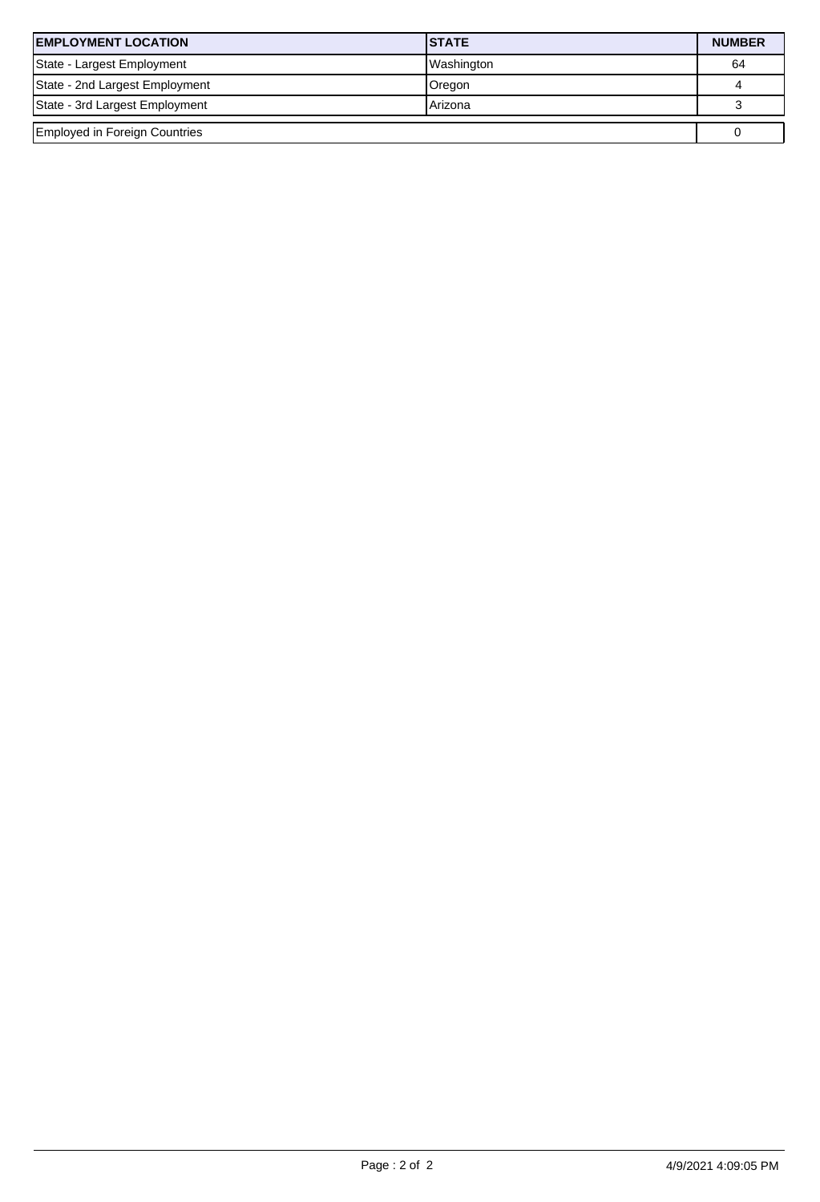| EMPLOYMENT LOCATION | STATE | NUMBER |
| --- | --- | --- |
| State - Largest Employment | Washington | 64 |
| State - 2nd Largest Employment | Oregon | 4 |
| State - 3rd Largest Employment | Arizona | 3 |
| Employed in Foreign Countries | | 0 |